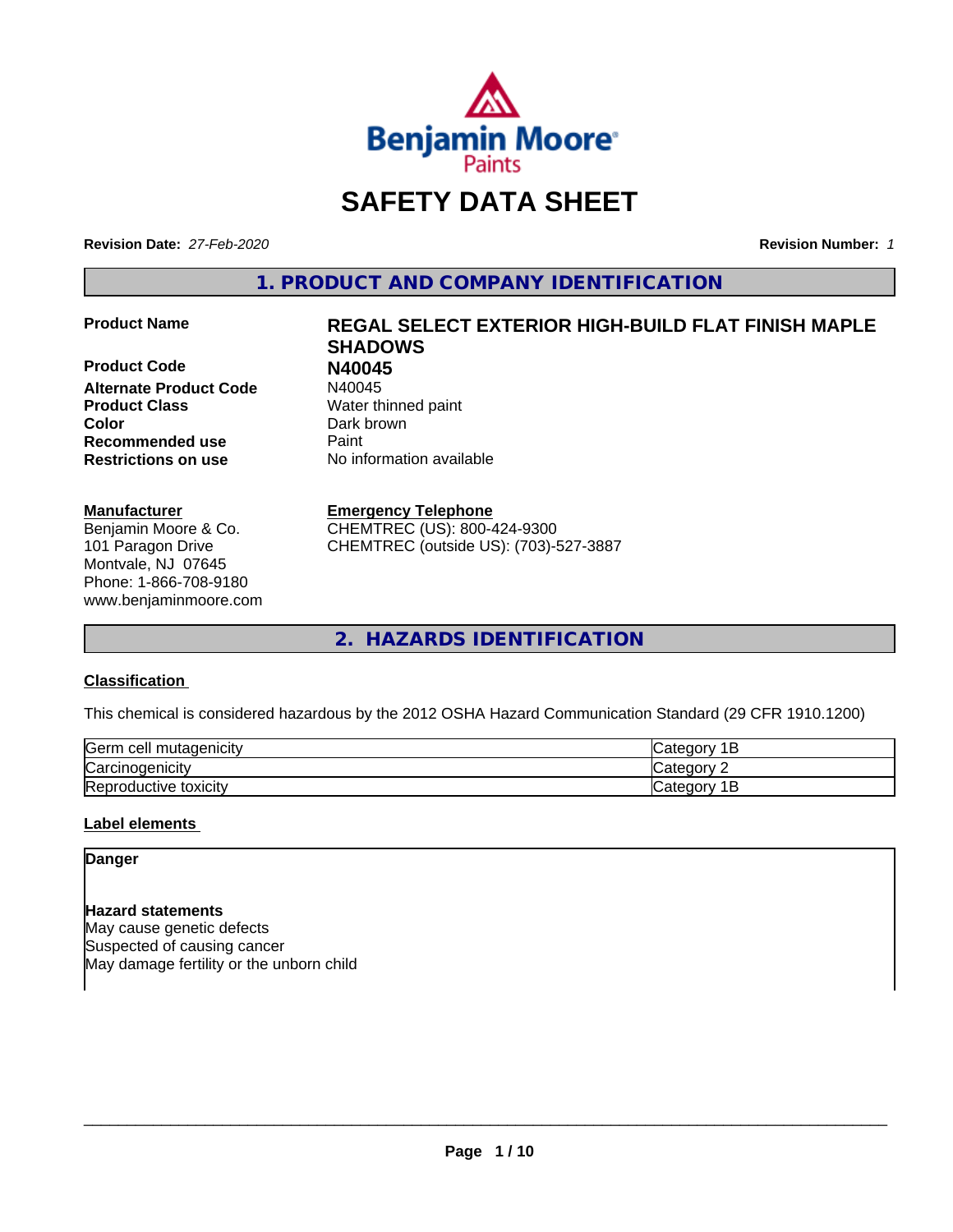# SAFETY DATA SHEET

**Revision Date:** *27-Feb-2020* **Revision Number:** *1*

## 1. PRODUCT AND COMPANY IDENTIFICATION

| | |
|---|---|
| **Product Name** | **REGAL SELECT EXTERIOR HIGH-BUILD FLAT FINISH MAPLE SHADOWS** |
| **Product Code** | **N40045** |
| **Alternate Product Code** | N40045 |
| **Product Class** | Water thinned paint |
| **Color** | Dark brown |
| **Recommended use** | Paint |
| **Restrictions on use** | No information available |

**Manufacturer**
Benjamin Moore & Co.
101 Paragon Drive
Montvale, NJ 07645
Phone: 1-866-708-9180
www.benjaminmoore.com

**Emergency Telephone**
CHEMTREC (US): 800-424-9300
CHEMTREC (outside US): (703)-527-3887

## 2. HAZARDS IDENTIFICATION

**Classification**

This chemical is considered hazardous by the 2012 OSHA Hazard Communication Standard (29 CFR 1910.1200)

| | |
|---|---|
| Germ cell mutagenicity | Category 1B |
| Carcinogenicity | Category 2 |
| Reproductive toxicity | Category 1B |

**Label elements**

**Danger**

**Hazard statements**
May cause genetic defects
Suspected of causing cancer
May damage fertility or the unborn child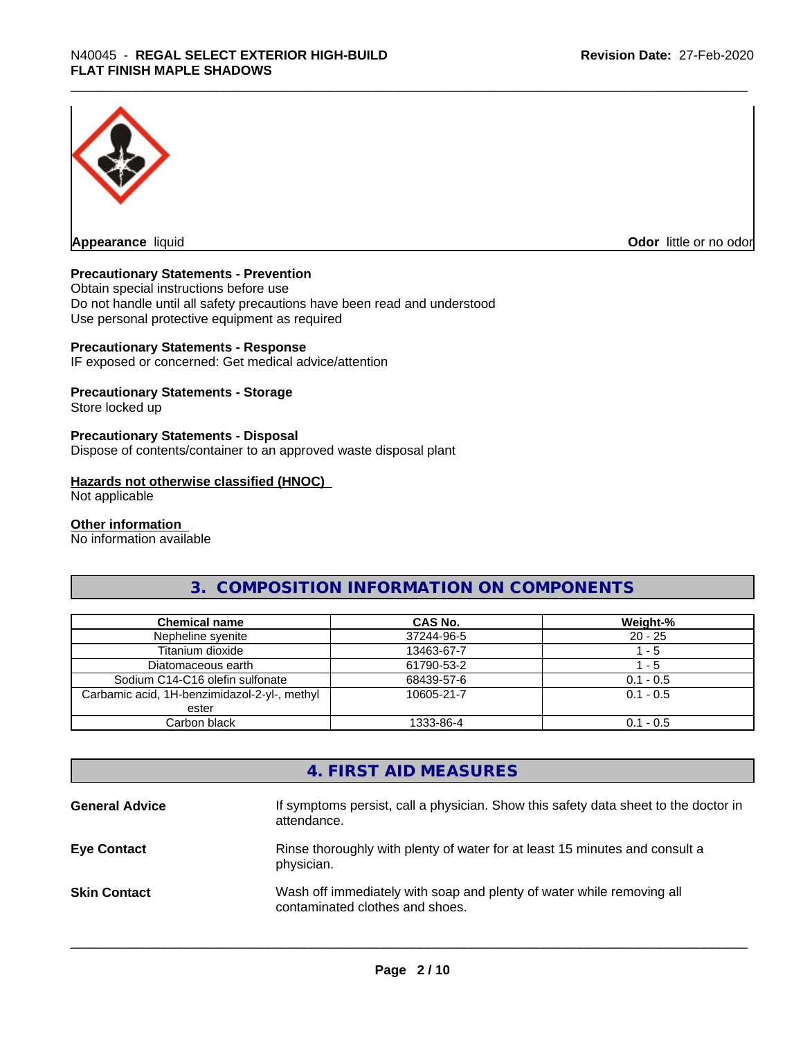**Appearance** liquid

**Odor** little or no odor

**Precautionary Statements - Prevention**

Obtain special instructions before use
Do not handle until all safety precautions have been read and understood
Use personal protective equipment as required

**Precautionary Statements - Response**

IF exposed or concerned: Get medical advice/attention

**Precautionary Statements - Storage**

Store locked up

**Precautionary Statements - Disposal**

Dispose of contents/container to an approved waste disposal plant

**Hazards not otherwise classified (HNOC)**

Not applicable

**Other information**

No information available

## 3. COMPOSITION INFORMATION ON COMPONENTS

| Chemical name | CAS No. | Weight-% |
|---|---|---|
| Nepheline syenite | 37244-96-5 | 20 - 25 |
| Titanium dioxide | 13463-67-7 | 1 - 5 |
| Diatomaceous earth | 61790-53-2 | 1 - 5 |
| Sodium C14-C16 olefin sulfonate | 68439-57-6 | 0.1 - 0.5 |
| Carbamic acid, 1H-benzimidazol-2-yl-, methyl ester | 10605-21-7 | 0.1 - 0.5 |
| Carbon black | 1333-86-4 | 0.1 - 0.5 |

## 4. FIRST AID MEASURES

**General Advice** — If symptoms persist, call a physician. Show this safety data sheet to the doctor in attendance.

**Eye Contact** — Rinse thoroughly with plenty of water for at least 15 minutes and consult a physician.

**Skin Contact** — Wash off immediately with soap and plenty of water while removing all contaminated clothes and shoes.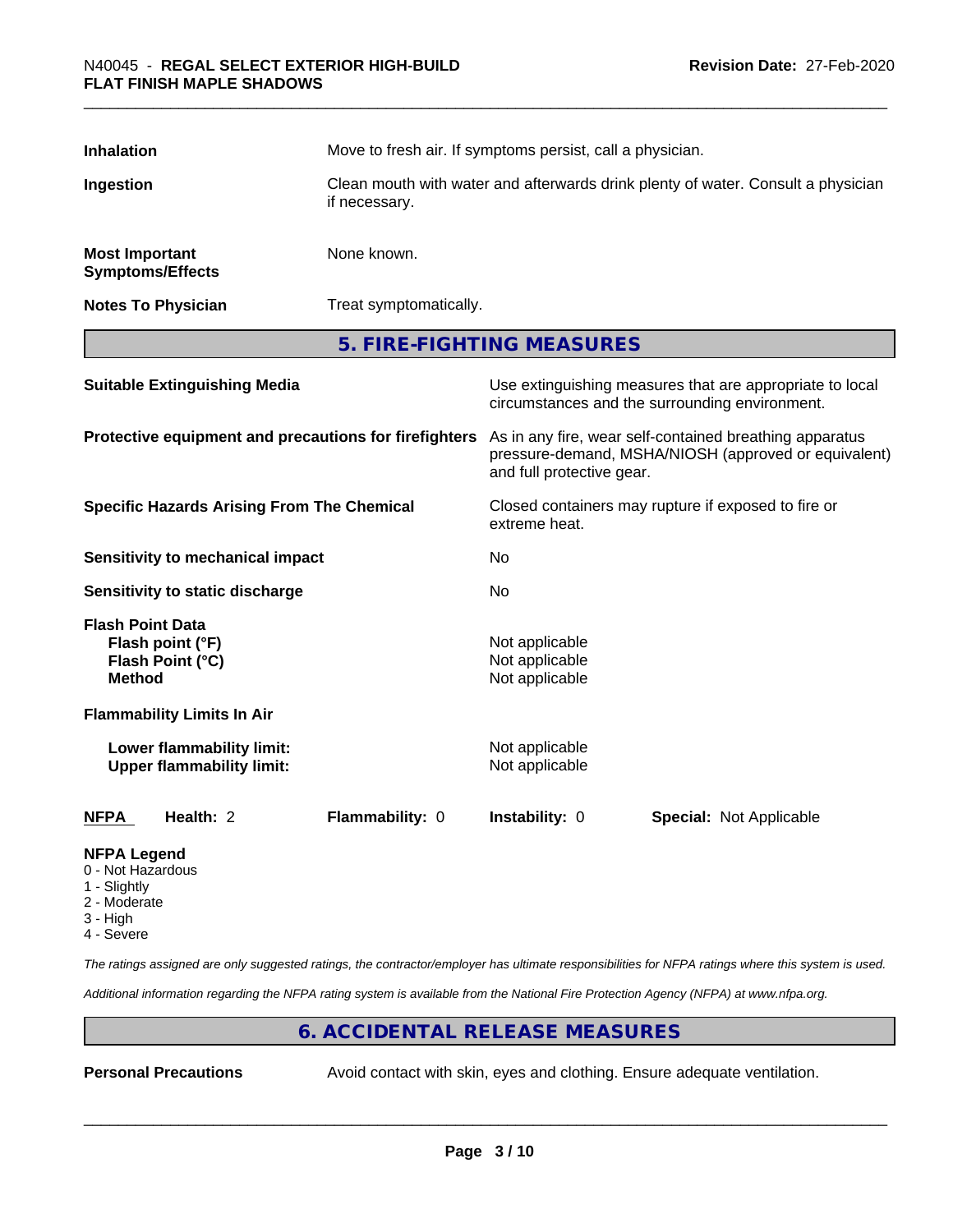| | |
|---|---|
| **Inhalation** | Move to fresh air. If symptoms persist, call a physician. |
| **Ingestion** | Clean mouth with water and afterwards drink plenty of water. Consult a physician if necessary. |
| **Most Important Symptoms/Effects** | None known. |
| **Notes To Physician** | Treat symptomatically. |

## 5. FIRE-FIGHTING MEASURES

| | |
|---|---|
| **Suitable Extinguishing Media** | Use extinguishing measures that are appropriate to local circumstances and the surrounding environment. |
| **Protective equipment and precautions for firefighters** | As in any fire, wear self-contained breathing apparatus pressure-demand, MSHA/NIOSH (approved or equivalent) and full protective gear. |
| **Specific Hazards Arising From The Chemical** | Closed containers may rupture if exposed to fire or extreme heat. |
| **Sensitivity to mechanical impact** | No |
| **Sensitivity to static discharge** | No |

**Flash Point Data**

| | |
|---|---|
| **Flash point (°F)** | Not applicable |
| **Flash Point (°C)** | Not applicable |
| **Method** | Not applicable |

**Flammability Limits In Air**

| | |
|---|---|
| **Lower flammability limit:** | Not applicable |
| **Upper flammability limit:** | Not applicable |

| **NFPA** | **Health:** 2 | **Flammability:** 0 | **Instability:** 0 | **Special:** Not Applicable |
|---|---|---|---|---|

**NFPA Legend**
- 0 - Not Hazardous
- 1 - Slightly
- 2 - Moderate
- 3 - High
- 4 - Severe

*The ratings assigned are only suggested ratings, the contractor/employer has ultimate responsibilities for NFPA ratings where this system is used.*

*Additional information regarding the NFPA rating system is available from the National Fire Protection Agency (NFPA) at www.nfpa.org.*

## 6. ACCIDENTAL RELEASE MEASURES

| | |
|---|---|
| **Personal Precautions** | Avoid contact with skin, eyes and clothing. Ensure adequate ventilation. |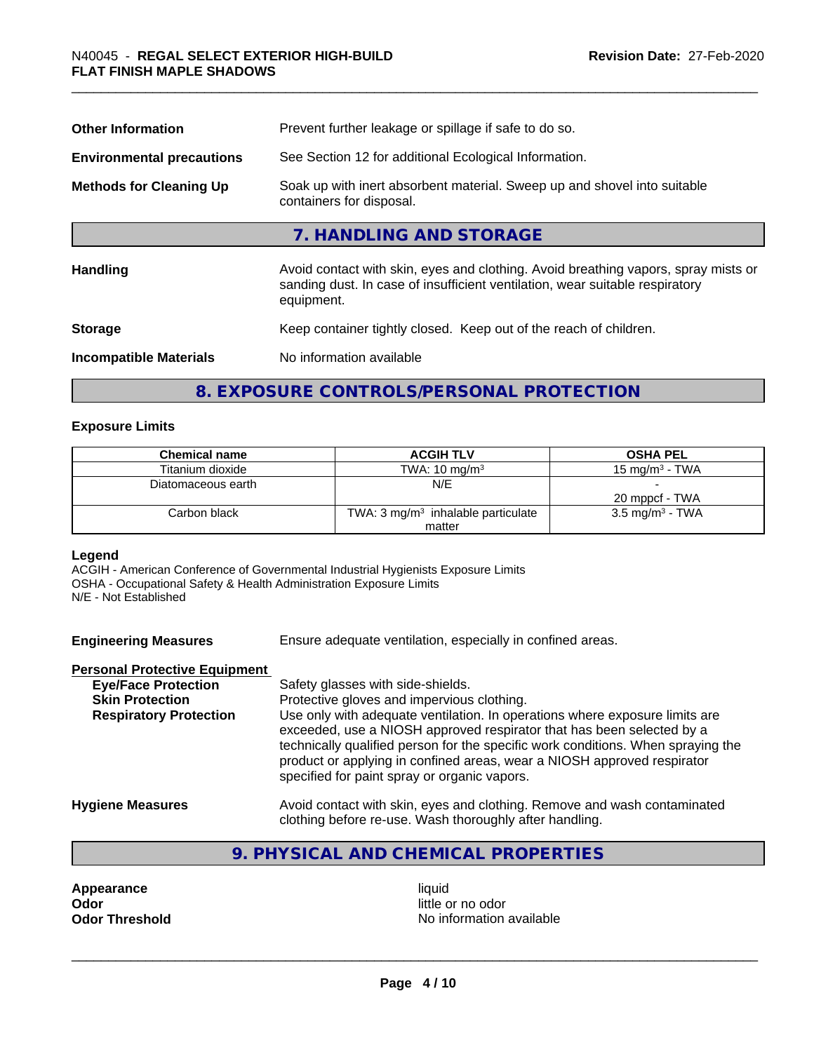| | |
|---|---|
| **Other Information** | Prevent further leakage or spillage if safe to do so. |
| **Environmental precautions** | See Section 12 for additional Ecological Information. |
| **Methods for Cleaning Up** | Soak up with inert absorbent material. Sweep up and shovel into suitable containers for disposal. |

## 7. HANDLING AND STORAGE

| | |
|---|---|
| **Handling** | Avoid contact with skin, eyes and clothing. Avoid breathing vapors, spray mists or sanding dust. In case of insufficient ventilation, wear suitable respiratory equipment. |
| **Storage** | Keep container tightly closed. Keep out of the reach of children. |
| **Incompatible Materials** | No information available |

## 8. EXPOSURE CONTROLS/PERSONAL PROTECTION

### Exposure Limits

| Chemical name | ACGIH TLV | OSHA PEL |
|---|---|---|
| Titanium dioxide | TWA: 10 mg/m$^3$ | 15 mg/m$^3$ - TWA |
| Diatomaceous earth | N/E | -<br>20 mppcf - TWA |
| Carbon black | TWA: 3 mg/m$^3$ inhalable particulate matter | 3.5 mg/m$^3$ - TWA |

**Legend**
ACGIH - American Conference of Governmental Industrial Hygienists Exposure Limits
OSHA - Occupational Safety & Health Administration Exposure Limits
N/E - Not Established

**Engineering Measures** Ensure adequate ventilation, especially in confined areas.

**Personal Protective Equipment**

| | |
|---|---|
| **Eye/Face Protection** | Safety glasses with side-shields. |
| **Skin Protection** | Protective gloves and impervious clothing. |
| **Respiratory Protection** | Use only with adequate ventilation. In operations where exposure limits are exceeded, use a NIOSH approved respirator that has been selected by a technically qualified person for the specific work conditions. When spraying the product or applying in confined areas, wear a NIOSH approved respirator specified for paint spray or organic vapors. |

**Hygiene Measures** Avoid contact with skin, eyes and clothing. Remove and wash contaminated clothing before re-use. Wash thoroughly after handling.

## 9. PHYSICAL AND CHEMICAL PROPERTIES

| | |
|---|---|
| **Appearance** | liquid |
| **Odor** | little or no odor |
| **Odor Threshold** | No information available |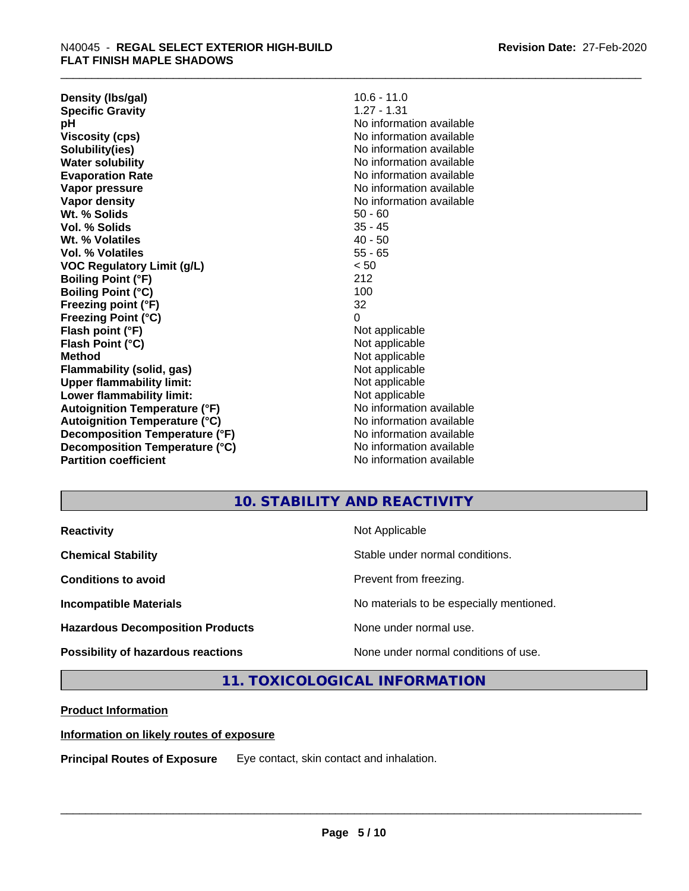| | |
|---|---|
| **Density (lbs/gal)** | 10.6 - 11.0 |
| **Specific Gravity** | 1.27 - 1.31 |
| **pH** | No information available |
| **Viscosity (cps)** | No information available |
| **Solubility(ies)** | No information available |
| **Water solubility** | No information available |
| **Evaporation Rate** | No information available |
| **Vapor pressure** | No information available |
| **Vapor density** | No information available |
| **Wt. % Solids** | 50 - 60 |
| **Vol. % Solids** | 35 - 45 |
| **Wt. % Volatiles** | 40 - 50 |
| **Vol. % Volatiles** | 55 - 65 |
| **VOC Regulatory Limit (g/L)** | < 50 |
| **Boiling Point (°F)** | 212 |
| **Boiling Point (°C)** | 100 |
| **Freezing point (°F)** | 32 |
| **Freezing Point (°C)** | 0 |
| **Flash point (°F)** | Not applicable |
| **Flash Point (°C)** | Not applicable |
| **Method** | Not applicable |
| **Flammability (solid, gas)** | Not applicable |
| **Upper flammability limit:** | Not applicable |
| **Lower flammability limit:** | Not applicable |
| **Autoignition Temperature (°F)** | No information available |
| **Autoignition Temperature (°C)** | No information available |
| **Decomposition Temperature (°F)** | No information available |
| **Decomposition Temperature (°C)** | No information available |
| **Partition coefficient** | No information available |

## 10. STABILITY AND REACTIVITY

| | |
|---|---|
| **Reactivity** | Not Applicable |
| **Chemical Stability** | Stable under normal conditions. |
| **Conditions to avoid** | Prevent from freezing. |
| **Incompatible Materials** | No materials to be especially mentioned. |
| **Hazardous Decomposition Products** | None under normal use. |
| **Possibility of hazardous reactions** | None under normal conditions of use. |

## 11. TOXICOLOGICAL INFORMATION

**Product Information**

**Information on likely routes of exposure**

**Principal Routes of Exposure** Eye contact, skin contact and inhalation.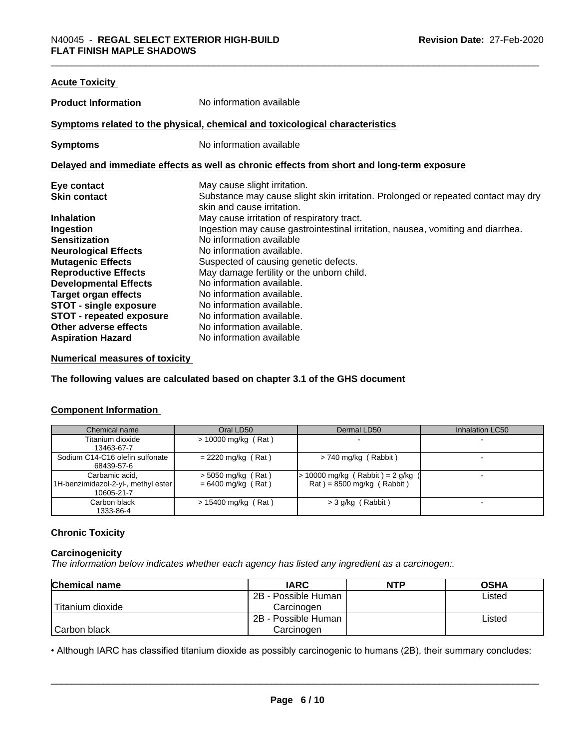### Acute Toxicity

**Product Information** No information available

#### Symptoms related to the physical, chemical and toxicological characteristics

**Symptoms** No information available

#### Delayed and immediate effects as well as chronic effects from short and long-term exposure

**Eye contact** May cause slight irritation.
**Skin contact** Substance may cause slight skin irritation. Prolonged or repeated contact may dry skin and cause irritation.
**Inhalation** May cause irritation of respiratory tract.
**Ingestion** Ingestion may cause gastrointestinal irritation, nausea, vomiting and diarrhea.
**Sensitization** No information available
**Neurological Effects** No information available.
**Mutagenic Effects** Suspected of causing genetic defects.
**Reproductive Effects** May damage fertility or the unborn child.
**Developmental Effects** No information available.
**Target organ effects** No information available.
**STOT - single exposure** No information available.
**STOT - repeated exposure** No information available.
**Other adverse effects** No information available.
**Aspiration Hazard** No information available

#### Numerical measures of toxicity

**The following values are calculated based on chapter 3.1 of the GHS document**

#### Component Information

| Chemical name | Oral LD50 | Dermal LD50 | Inhalation LC50 |
|---|---|---|---|
| Titanium dioxide 13463-67-7 | > 10000 mg/kg ( Rat ) | - | - |
| Sodium C14-C16 olefin sulfonate 68439-57-6 | = 2220 mg/kg ( Rat ) | > 740 mg/kg ( Rabbit ) | - |
| Carbamic acid, 1H-benzimidazol-2-yl-, methyl ester 10605-21-7 | > 5050 mg/kg ( Rat ) = 6400 mg/kg ( Rat ) | > 10000 mg/kg ( Rabbit ) = 2 g/kg ( Rat ) = 8500 mg/kg ( Rabbit ) | - |
| Carbon black 1333-86-4 | > 15400 mg/kg ( Rat ) | > 3 g/kg ( Rabbit ) | - |

### Chronic Toxicity

**Carcinogenicity**
*The information below indicates whether each agency has listed any ingredient as a carcinogen:.*

| Chemical name | IARC | NTP | OSHA |
|---|---|---|---|
| Titanium dioxide | 2B - Possible Human Carcinogen | | Listed |
| Carbon black | 2B - Possible Human Carcinogen | | Listed |

• Although IARC has classified titanium dioxide as possibly carcinogenic to humans (2B), their summary concludes: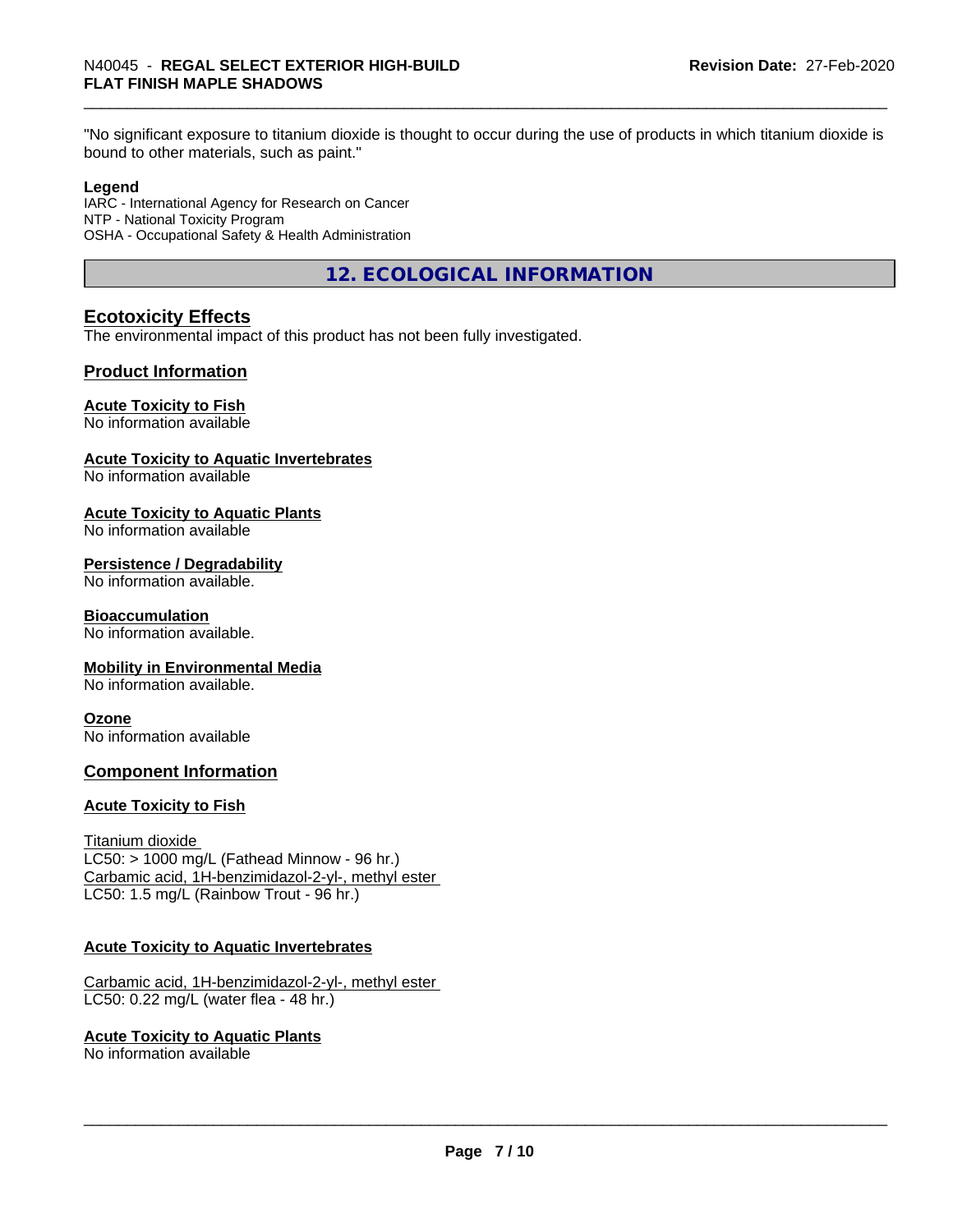"No significant exposure to titanium dioxide is thought to occur during the use of products in which titanium dioxide is bound to other materials, such as paint."

**Legend**

IARC - International Agency for Research on Cancer
NTP - National Toxicity Program
OSHA - Occupational Safety & Health Administration

## 12. ECOLOGICAL INFORMATION

### Ecotoxicity Effects

The environmental impact of this product has not been fully investigated.

### Product Information

**Acute Toxicity to Fish**
No information available

**Acute Toxicity to Aquatic Invertebrates**
No information available

**Acute Toxicity to Aquatic Plants**
No information available

**Persistence / Degradability**
No information available.

**Bioaccumulation**
No information available.

**Mobility in Environmental Media**
No information available.

**Ozone**
No information available

### Component Information

**Acute Toxicity to Fish**

Titanium dioxide
LC50: > 1000 mg/L (Fathead Minnow - 96 hr.)
Carbamic acid, 1H-benzimidazol-2-yl-, methyl ester
LC50: 1.5 mg/L (Rainbow Trout - 96 hr.)

**Acute Toxicity to Aquatic Invertebrates**

Carbamic acid, 1H-benzimidazol-2-yl-, methyl ester
LC50: 0.22 mg/L (water flea - 48 hr.)

**Acute Toxicity to Aquatic Plants**
No information available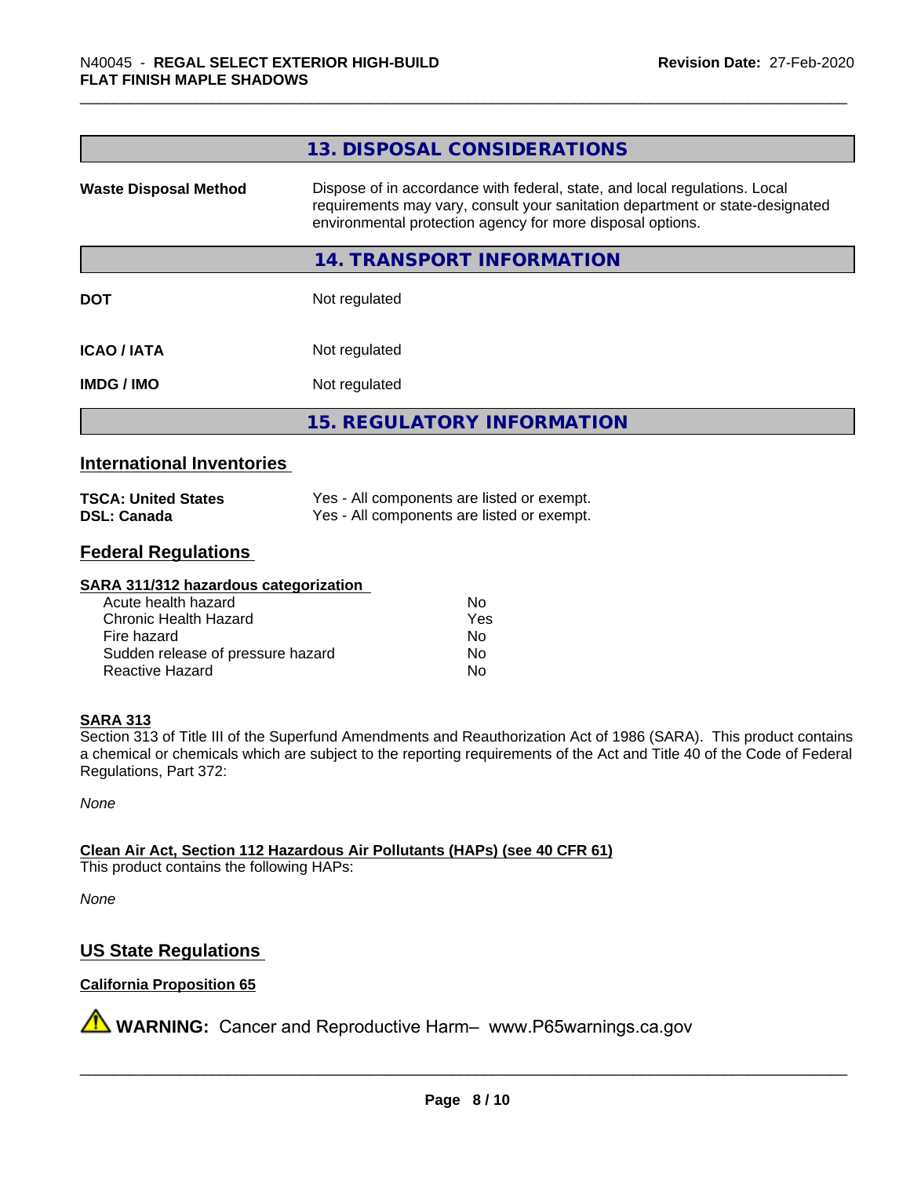## 13. DISPOSAL CONSIDERATIONS

| | |
|---|---|
| **Waste Disposal Method** | Dispose of in accordance with federal, state, and local regulations. Local requirements may vary, consult your sanitation department or state-designated environmental protection agency for more disposal options. |

## 14. TRANSPORT INFORMATION

| | |
|---|---|
| **DOT** | Not regulated |
| **ICAO / IATA** | Not regulated |
| **IMDG / IMO** | Not regulated |

## 15. REGULATORY INFORMATION

### International Inventories

| | |
|---|---|
| **TSCA: United States** | Yes - All components are listed or exempt. |
| **DSL: Canada** | Yes - All components are listed or exempt. |

### Federal Regulations

**SARA 311/312 hazardous categorization**

| | |
|---|---|
| Acute health hazard | No |
| Chronic Health Hazard | Yes |
| Fire hazard | No |
| Sudden release of pressure hazard | No |
| Reactive Hazard | No |

**SARA 313**

Section 313 of Title III of the Superfund Amendments and Reauthorization Act of 1986 (SARA). This product contains a chemical or chemicals which are subject to the reporting requirements of the Act and Title 40 of the Code of Federal Regulations, Part 372:

*None*

**Clean Air Act, Section 112 Hazardous Air Pollutants (HAPs) (see 40 CFR 61)**

This product contains the following HAPs:

*None*

### US State Regulations

**California Proposition 65**

⚠ **WARNING:** Cancer and Reproductive Harm– www.P65warnings.ca.gov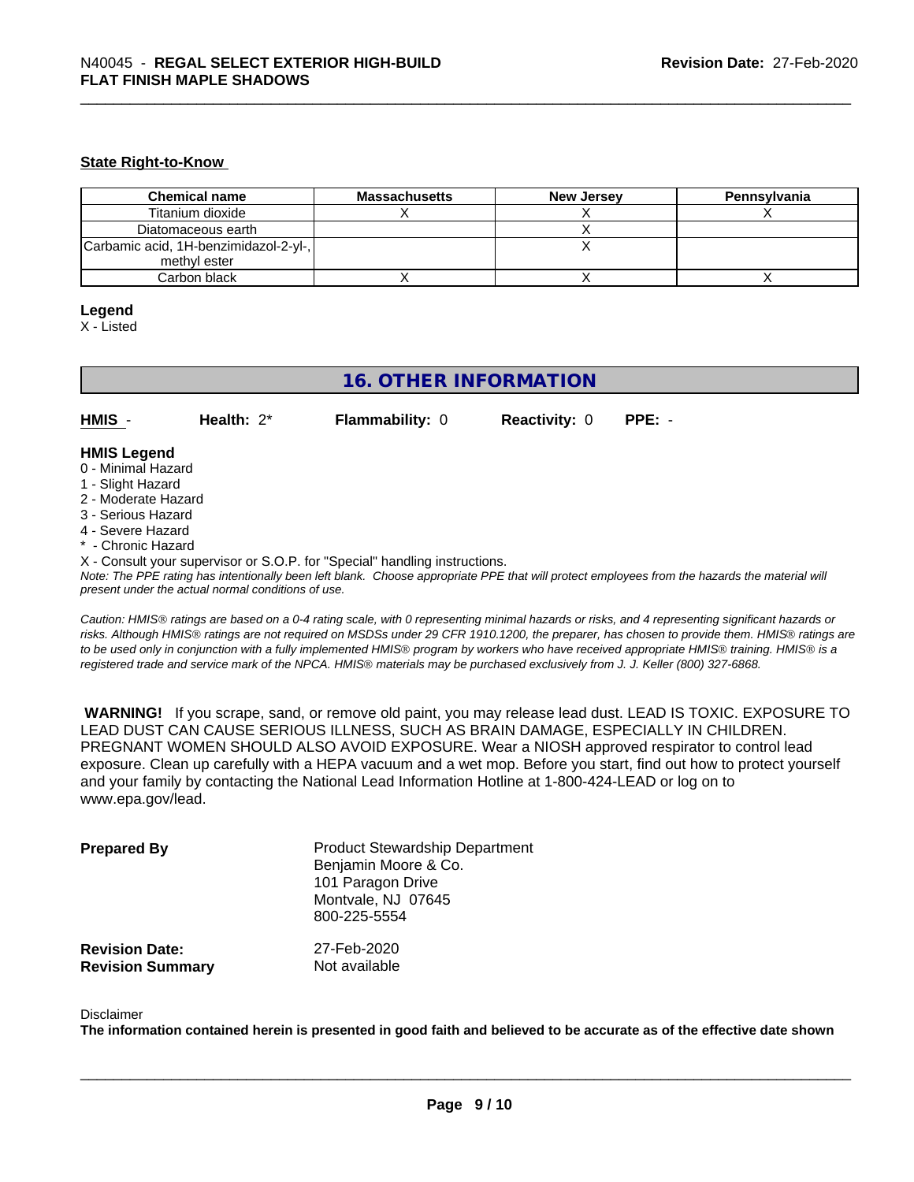### State Right-to-Know

| Chemical name | Massachusetts | New Jersey | Pennsylvania |
|---|---|---|---|
| Titanium dioxide | X | X | X |
| Diatomaceous earth | | X | |
| Carbamic acid, 1H-benzimidazol-2-yl-, methyl ester | | X | |
| Carbon black | X | X | X |

**Legend**

X - Listed

## 16. OTHER INFORMATION

**HMIS** - **Health:** 2* **Flammability:** 0 **Reactivity:** 0 **PPE:** -

**HMIS Legend**

0 - Minimal Hazard
1 - Slight Hazard
2 - Moderate Hazard
3 - Serious Hazard
4 - Severe Hazard
* - Chronic Hazard
X - Consult your supervisor or S.O.P. for "Special" handling instructions.

*Note: The PPE rating has intentionally been left blank. Choose appropriate PPE that will protect employees from the hazards the material will present under the actual normal conditions of use.*

*Caution: HMIS® ratings are based on a 0-4 rating scale, with 0 representing minimal hazards or risks, and 4 representing significant hazards or risks. Although HMIS® ratings are not required on MSDSs under 29 CFR 1910.1200, the preparer, has chosen to provide them. HMIS® ratings are to be used only in conjunction with a fully implemented HMIS® program by workers who have received appropriate HMIS® training. HMIS® is a registered trade and service mark of the NPCA. HMIS® materials may be purchased exclusively from J. J. Keller (800) 327-6868.*

**WARNING!** If you scrape, sand, or remove old paint, you may release lead dust. LEAD IS TOXIC. EXPOSURE TO LEAD DUST CAN CAUSE SERIOUS ILLNESS, SUCH AS BRAIN DAMAGE, ESPECIALLY IN CHILDREN. PREGNANT WOMEN SHOULD ALSO AVOID EXPOSURE. Wear a NIOSH approved respirator to control lead exposure. Clean up carefully with a HEPA vacuum and a wet mop. Before you start, find out how to protect yourself and your family by contacting the National Lead Information Hotline at 1-800-424-LEAD or log on to www.epa.gov/lead.

**Prepared By** Product Stewardship Department
Benjamin Moore & Co.
101 Paragon Drive
Montvale, NJ 07645
800-225-5554

**Revision Date:** 27-Feb-2020
**Revision Summary** Not available

Disclaimer

**The information contained herein is presented in good faith and believed to be accurate as of the effective date shown**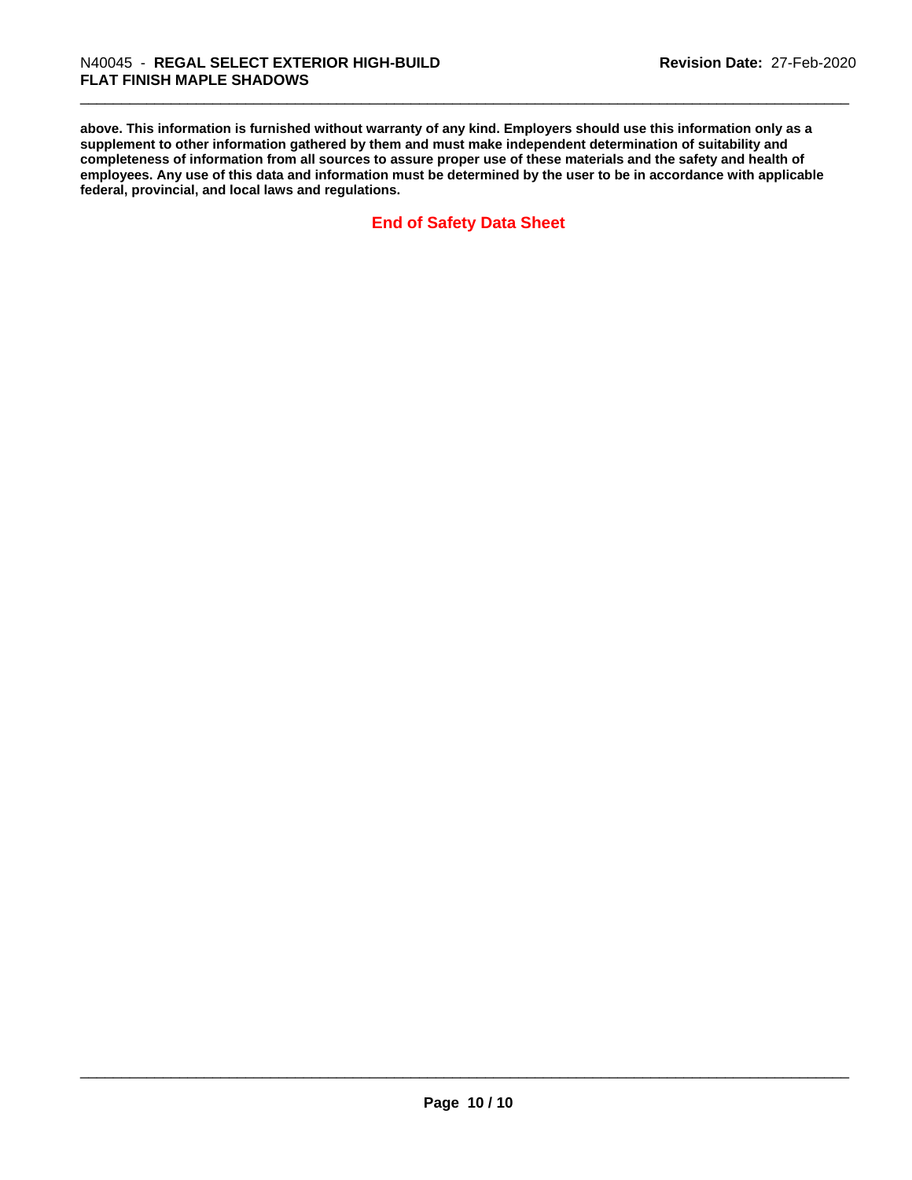**above. This information is furnished without warranty of any kind. Employers should use this information only as a supplement to other information gathered by them and must make independent determination of suitability and completeness of information from all sources to assure proper use of these materials and the safety and health of employees. Any use of this data and information must be determined by the user to be in accordance with applicable federal, provincial, and local laws and regulations.**

**End of Safety Data Sheet**